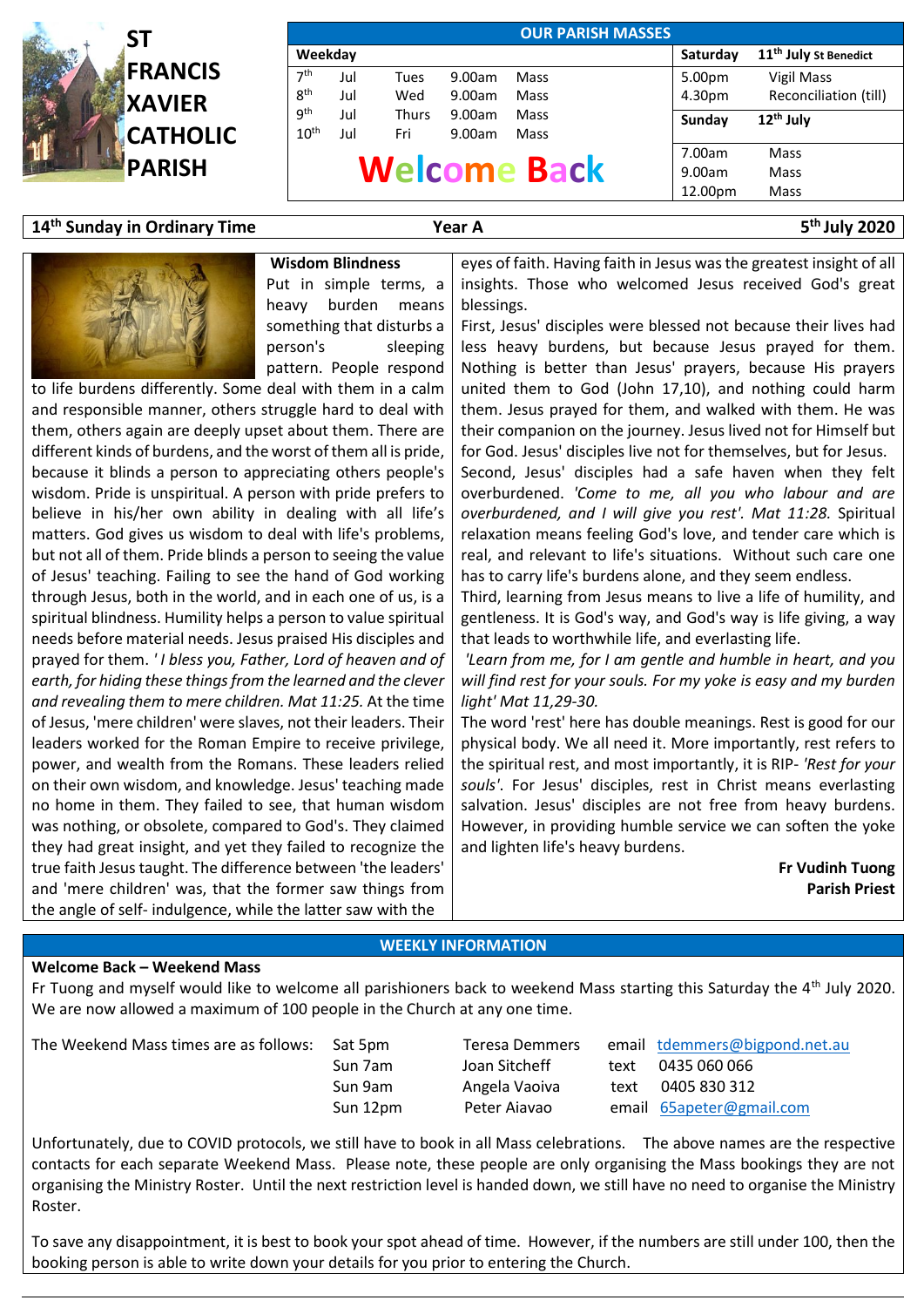# ST FRANCIS XAVIER CATHOLIC PARISH

**OUR PARISH MASSES**

| Weekday | | | | | Saturday | 11th July St Benedict |
|---|---|---|---|---|---|---|
| 7th | Jul | Tues | 9.00am | Mass | 5.00pm | Vigil Mass |
| 8th | Jul | Wed | 9.00am | Mass | 4.30pm | Reconciliation (till) |
| 9th | Jul | Thurs | 9.00am | Mass | **Sunday** | **12th July** |
| 10th | Jul | Fri | 9.00am | Mass | 7.00am | Mass |
| | | | | | 9.00am | Mass |
| | | | | | 12.00pm | Mass |

# Welcome Back

**14th Sunday in Ordinary Time** | **Year A** | **5th July 2020**

## Wisdom Blindness

Put in simple terms, a heavy burden means something that disturbs a person's sleeping pattern. People respond to life burdens differently. Some deal with them in a calm and responsible manner, others struggle hard to deal with them, others again are deeply upset about them. There are different kinds of burdens, and the worst of them all is pride, because it blinds a person to appreciating others people's wisdom. Pride is unspiritual. A person with pride prefers to believe in his/her own ability in dealing with all life's matters. God gives us wisdom to deal with life's problems, but not all of them. Pride blinds a person to seeing the value of Jesus' teaching. Failing to see the hand of God working through Jesus, both in the world, and in each one of us, is a spiritual blindness. Humility helps a person to value spiritual needs before material needs. Jesus praised His disciples and prayed for them. *'I bless you, Father, Lord of heaven and of earth, for hiding these things from the learned and the clever and revealing them to mere children. Mat 11:25.* At the time of Jesus, 'mere children' were slaves, not their leaders. Their leaders worked for the Roman Empire to receive privilege, power, and wealth from the Romans. These leaders relied on their own wisdom, and knowledge. Jesus' teaching made no home in them. They failed to see, that human wisdom was nothing, or obsolete, compared to God's. They claimed they had great insight, and yet they failed to recognize the true faith Jesus taught. The difference between 'the leaders' and 'mere children' was, that the former saw things from the angle of self- indulgence, while the latter saw with the eyes of faith. Having faith in Jesus was the greatest insight of all insights. Those who welcomed Jesus received God's great blessings.

First, Jesus' disciples were blessed not because their lives had less heavy burdens, but because Jesus prayed for them. Nothing is better than Jesus' prayers, because His prayers united them to God (John 17,10), and nothing could harm them. Jesus prayed for them, and walked with them. He was their companion on the journey. Jesus lived not for Himself but for God. Jesus' disciples live not for themselves, but for Jesus.

Second, Jesus' disciples had a safe haven when they felt overburdened. *'Come to me, all you who labour and are overburdened, and I will give you rest'. Mat 11:28.* Spiritual relaxation means feeling God's love, and tender care which is real, and relevant to life's situations. Without such care one has to carry life's burdens alone, and they seem endless.

Third, learning from Jesus means to live a life of humility, and gentleness. It is God's way, and God's way is life giving, a way that leads to worthwhile life, and everlasting life.

*'Learn from me, for I am gentle and humble in heart, and you will find rest for your souls. For my yoke is easy and my burden light' Mat 11,29-30.*

The word 'rest' here has double meanings. Rest is good for our physical body. We all need it. More importantly, rest refers to the spiritual rest, and most importantly, it is RIP- *'Rest for your souls'.* For Jesus' disciples, rest in Christ means everlasting salvation. Jesus' disciples are not free from heavy burdens. However, in providing humble service we can soften the yoke and lighten life's heavy burdens.

**Fr Vudinh Tuong**
**Parish Priest**

## WEEKLY INFORMATION

**Welcome Back – Weekend Mass**

Fr Tuong and myself would like to welcome all parishioners back to weekend Mass starting this Saturday the 4th July 2020. We are now allowed a maximum of 100 people in the Church at any one time.

| The Weekend Mass times are as follows: | | | |
|---|---|---|---|
| Sat 5pm | Teresa Demmers | email | tdemmers@bigpond.net.au |
| Sun 7am | Joan Sitcheff | text | 0435 060 066 |
| Sun 9am | Angela Vaoiva | text | 0405 830 312 |
| Sun 12pm | Peter Aiavao | email | 65apeter@gmail.com |

Unfortunately, due to COVID protocols, we still have to book in all Mass celebrations. The above names are the respective contacts for each separate Weekend Mass. Please note, these people are only organising the Mass bookings they are not organising the Ministry Roster. Until the next restriction level is handed down, we still have no need to organise the Ministry Roster.

To save any disappointment, it is best to book your spot ahead of time. However, if the numbers are still under 100, then the booking person is able to write down your details for you prior to entering the Church.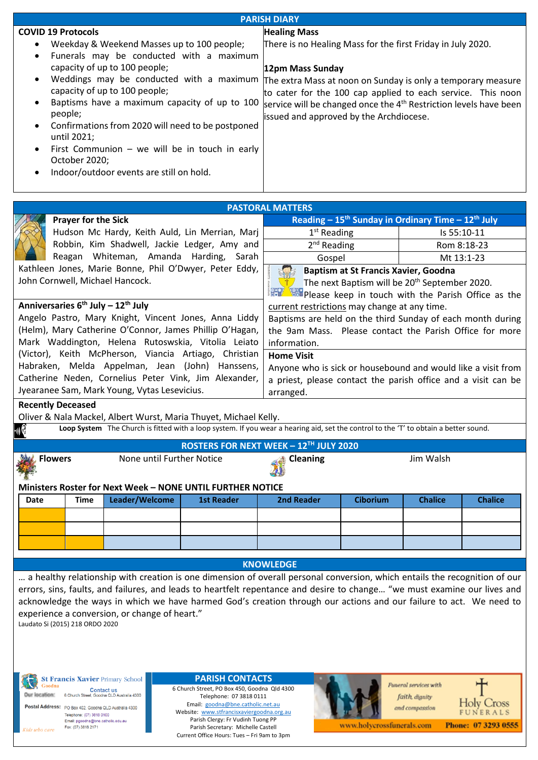## PARISH DIARY

### COVID 19 Protocols

- Weekday & Weekend Masses up to 100 people;
- Funerals may be conducted with a maximum capacity of up to 100 people;
- Weddings may be conducted with a maximum capacity of up to 100 people;
- Baptisms have a maximum capacity of up to 100 people;
- Confirmations from 2020 will need to be postponed until 2021;
- First Communion – we will be in touch in early October 2020;
- Indoor/outdoor events are still on hold.

### Healing Mass

There is no Healing Mass for the first Friday in July 2020.

### 12pm Mass Sunday

The extra Mass at noon on Sunday is only a temporary measure to cater for the 100 cap applied to each service. This noon service will be changed once the 4th Restriction levels have been issued and approved by the Archdiocese.

## PASTORAL MATTERS

### Prayer for the Sick

Hudson Mc Hardy, Keith Auld, Lin Merrian, Marj Robbin, Kim Shadwell, Jackie Ledger, Amy and Reagan Whiteman, Amanda Harding, Sarah Kathleen Jones, Marie Bonne, Phil O'Dwyer, Peter Eddy, John Cornwell, Michael Hancock.

### Reading – 15th Sunday in Ordinary Time – 12th July

| | |
|---|---|
| 1st Reading | Is 55:10-11 |
| 2nd Reading | Rom 8:18-23 |
| Gospel | Mt 13:1-23 |

### Anniversaries 6th July – 12th July

Angelo Pastro, Mary Knight, Vincent Jones, Anna Liddy (Helm), Mary Catherine O'Connor, James Phillip O'Hagan, Mark Waddington, Helena Rutoswskia, Vitolia Leiato (Victor), Keith McPherson, Viancia Artiago, Christian Habraken, Melda Appelman, Jean (John) Hanssens, Catherine Neden, Cornelius Peter Vink, Jim Alexander, Jyearanee Sam, Mark Young, Vytas Lesevicius.

### Baptism at St Francis Xavier, Goodna

The next Baptism will be 20th September 2020. Please keep in touch with the Parish Office as the current restrictions may change at any time.

Baptisms are held on the third Sunday of each month during the 9am Mass. Please contact the Parish Office for more information.

### Home Visit

Anyone who is sick or housebound and would like a visit from a priest, please contact the parish office and a visit can be arranged.

### Recently Deceased

Oliver & Nala Mackel, Albert Wurst, Maria Thuyet, Michael Kelly.

**Loop System** The Church is fitted with a loop system. If you wear a hearing aid, set the control to the 'T' to obtain a better sound.

## ROSTERS FOR NEXT WEEK – 12TH JULY 2020

**Flowers** None until Further Notice

**Cleaning** Jim Walsh

### Ministers Roster for Next Week – NONE UNTIL FURTHER NOTICE

| Date | Time | Leader/Welcome | 1st Reader | 2nd Reader | Ciborium | Chalice | Chalice |
|---|---|---|---|---|---|---|---|
| | | | | | | | |
| | | | | | | | |
| | | | | | | | |

## KNOWLEDGE

… a healthy relationship with creation is one dimension of overall personal conversion, which entails the recognition of our errors, sins, faults, and failures, and leads to heartfelt repentance and desire to change… "we must examine our lives and acknowledge the ways in which we have harmed God's creation through our actions and our failure to act. We need to experience a conversion, or change of heart."

Laudato Si (2015) 218 ORDO 2020

**St Francis Xavier** Primary School Goodna
Contact us
Our location: 6 Church Street, Goodna QLD Australia 4300
Postal Address: PO Box 402, Goodna QLD Australia 4300
Telephone: (07) 3818 0100
Email: pgoodna@bne.catholic.edu.au
Fax: (07) 3818 2171
Kids who care

## PARISH CONTACTS

6 Church Street, PO Box 450, Goodna Qld 4300
Telephone: 07 3818 0111
Email: goodna@bne.catholic.net.au
Website: www.stfrancisxaviergoodna.org.au
Parish Clergy: Fr Vudinh Tuong PP
Parish Secretary: Michelle Castell
Current Office Hours: Tues – Fri 9am to 3pm

Funeral services with faith, dignity and compassion
Holy Cross Funerals
www.holycrossfunerals.com Phone: 07 3293 0555